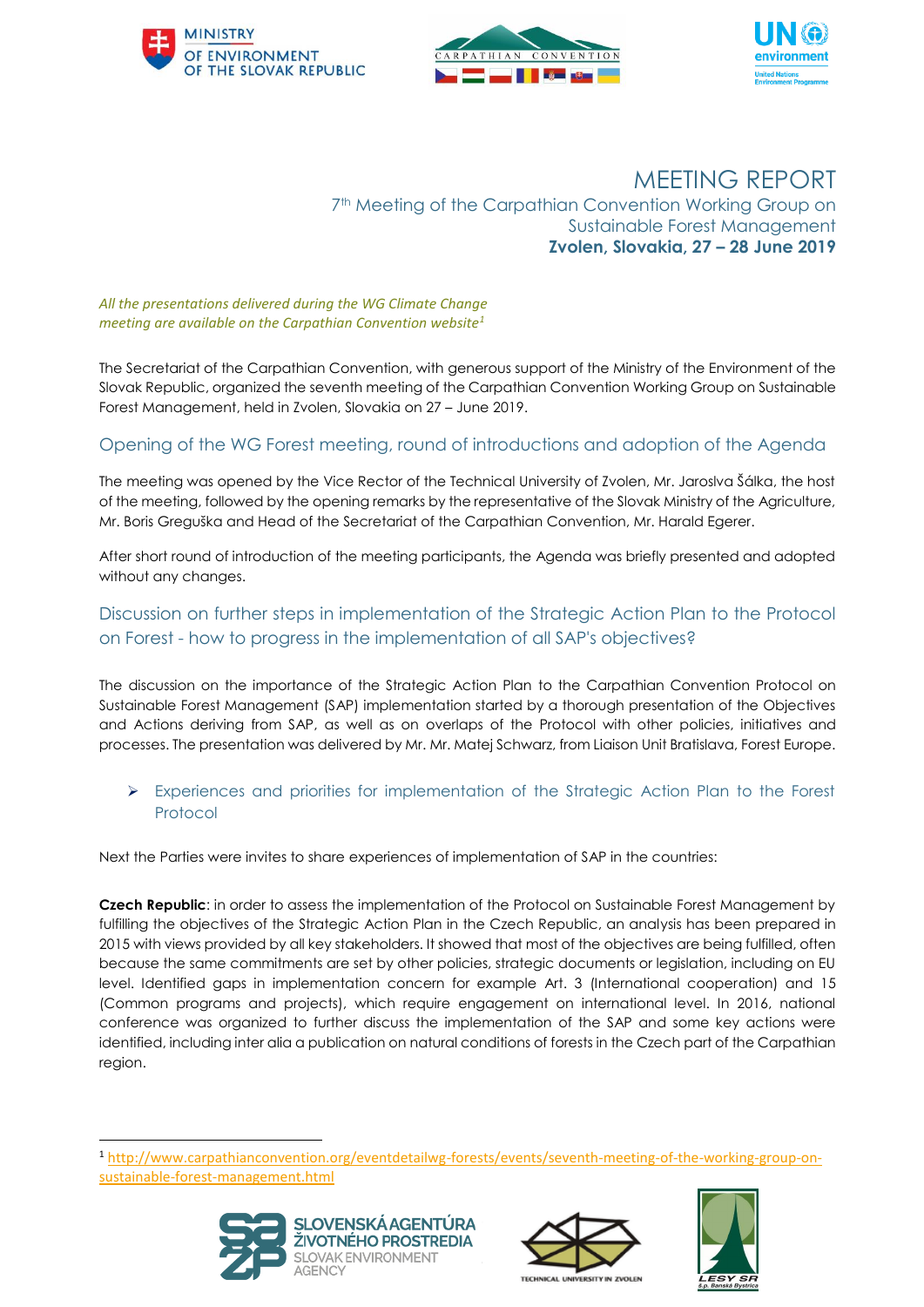# MEETING REPORT

7th Meeting of the Carpathian Convention Working Group on Sustainable Forest Management

**Zvolen, Slovakia, 27 – 28 June 2019**

*All the presentations delivered during the WG Climate Change meeting are available on the Carpathian Convention website[1]*

The Secretariat of the Carpathian Convention, with generous support of the Ministry of the Environment of the Slovak Republic, organized the seventh meeting of the Carpathian Convention Working Group on Sustainable Forest Management, held in Zvolen, Slovakia on 27 – June 2019.

## Opening of the WG Forest meeting, round of introductions and adoption of the Agenda

The meeting was opened by the Vice Rector of the Technical University of Zvolen, Mr. Jaroslva Šálka, the host of the meeting, followed by the opening remarks by the representative of the Slovak Ministry of the Agriculture, Mr. Boris Greguška and Head of the Secretariat of the Carpathian Convention, Mr. Harald Egerer.

After short round of introduction of the meeting participants, the Agenda was briefly presented and adopted without any changes.

## Discussion on further steps in implementation of the Strategic Action Plan to the Protocol on Forest - how to progress in the implementation of all SAP's objectives?

The discussion on the importance of the Strategic Action Plan to the Carpathian Convention Protocol on Sustainable Forest Management (SAP) implementation started by a thorough presentation of the Objectives and Actions deriving from SAP, as well as on overlaps of the Protocol with other policies, initiatives and processes. The presentation was delivered by Mr. Mr. Matej Schwarz, from Liaison Unit Bratislava, Forest Europe.

### Experiences and priorities for implementation of the Strategic Action Plan to the Forest Protocol

Next the Parties were invites to share experiences of implementation of SAP in the countries:

**Czech Republic**: in order to assess the implementation of the Protocol on Sustainable Forest Management by fulfilling the objectives of the Strategic Action Plan in the Czech Republic, an analysis has been prepared in 2015 with views provided by all key stakeholders. It showed that most of the objectives are being fulfilled, often because the same commitments are set by other policies, strategic documents or legislation, including on EU level. Identified gaps in implementation concern for example Art. 3 (International cooperation) and 15 (Common programs and projects), which require engagement on international level. In 2016, national conference was organized to further discuss the implementation of the SAP and some key actions were identified, including inter alia a publication on natural conditions of forests in the Czech part of the Carpathian region.

---

[1] http://www.carpathianconvention.org/eventdetailwg-forests/events/seventh-meeting-of-the-working-group-on-sustainable-forest-management.html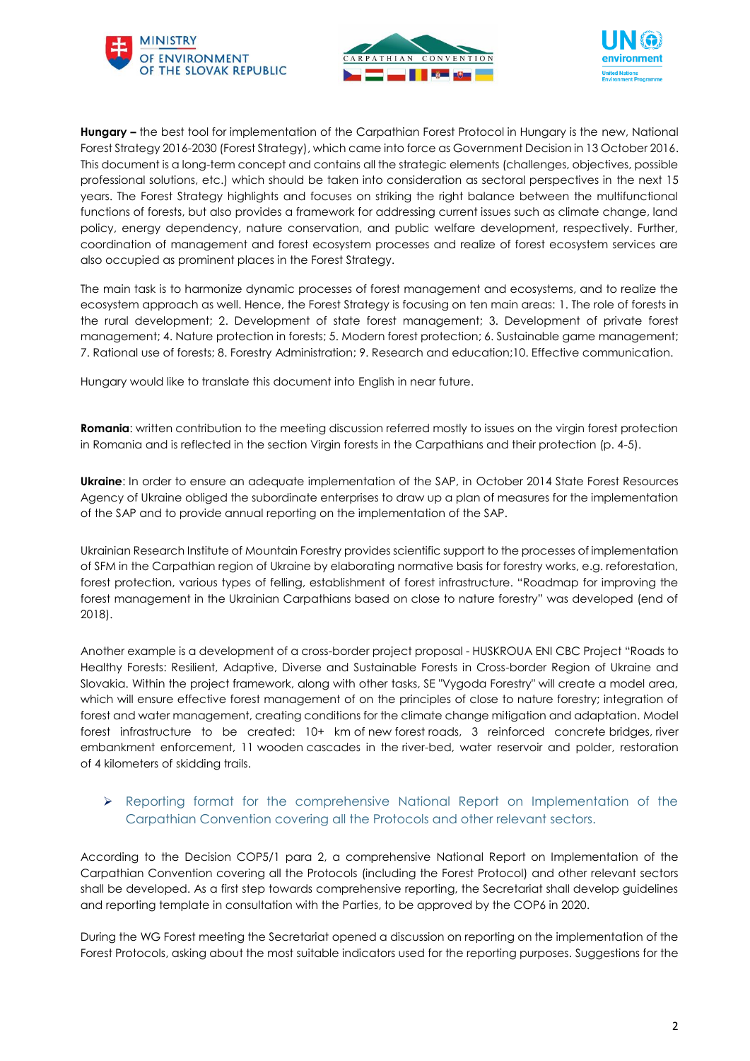**Hungary –** the best tool for implementation of the Carpathian Forest Protocol in Hungary is the new, National Forest Strategy 2016-2030 (Forest Strategy), which came into force as Government Decision in 13 October 2016. This document is a long-term concept and contains all the strategic elements (challenges, objectives, possible professional solutions, etc.) which should be taken into consideration as sectoral perspectives in the next 15 years. The Forest Strategy highlights and focuses on striking the right balance between the multifunctional functions of forests, but also provides a framework for addressing current issues such as climate change, land policy, energy dependency, nature conservation, and public welfare development, respectively. Further, coordination of management and forest ecosystem processes and realize of forest ecosystem services are also occupied as prominent places in the Forest Strategy.

The main task is to harmonize dynamic processes of forest management and ecosystems, and to realize the ecosystem approach as well. Hence, the Forest Strategy is focusing on ten main areas: 1. The role of forests in the rural development; 2. Development of state forest management; 3. Development of private forest management; 4. Nature protection in forests; 5. Modern forest protection; 6. Sustainable game management; 7. Rational use of forests; 8. Forestry Administration; 9. Research and education;10. Effective communication.

Hungary would like to translate this document into English in near future.

**Romania**: written contribution to the meeting discussion referred mostly to issues on the virgin forest protection in Romania and is reflected in the section Virgin forests in the Carpathians and their protection (p. 4-5).

**Ukraine**: In order to ensure an adequate implementation of the SAP, in October 2014 State Forest Resources Agency of Ukraine obliged the subordinate enterprises to draw up a plan of measures for the implementation of the SAP and to provide annual reporting on the implementation of the SAP.

Ukrainian Research Institute of Mountain Forestry provides scientific support to the processes of implementation of SFM in the Carpathian region of Ukraine by elaborating normative basis for forestry works, e.g. reforestation, forest protection, various types of felling, establishment of forest infrastructure. "Roadmap for improving the forest management in the Ukrainian Carpathians based on close to nature forestry" was developed (end of 2018).

Another example is a development of a cross-border project proposal - HUSKROUA ENI CBC Project "Roads to Healthy Forests: Resilient, Adaptive, Diverse and Sustainable Forests in Cross-border Region of Ukraine and Slovakia. Within the project framework, along with other tasks, SE "Vygoda Forestry" will create a model area, which will ensure effective forest management of on the principles of close to nature forestry; integration of forest and water management, creating conditions for the climate change mitigation and adaptation. Model forest infrastructure to be created: 10+ km of new forest roads, 3 reinforced concrete bridges, river embankment enforcement, 11 wooden cascades in the river-bed, water reservoir and polder, restoration of 4 kilometers of skidding trails.

- Reporting format for the comprehensive National Report on Implementation of the Carpathian Convention covering all the Protocols and other relevant sectors.

According to the Decision COP5/1 para 2, a comprehensive National Report on Implementation of the Carpathian Convention covering all the Protocols (including the Forest Protocol) and other relevant sectors shall be developed. As a first step towards comprehensive reporting, the Secretariat shall develop guidelines and reporting template in consultation with the Parties, to be approved by the COP6 in 2020.

During the WG Forest meeting the Secretariat opened a discussion on reporting on the implementation of the Forest Protocols, asking about the most suitable indicators used for the reporting purposes. Suggestions for the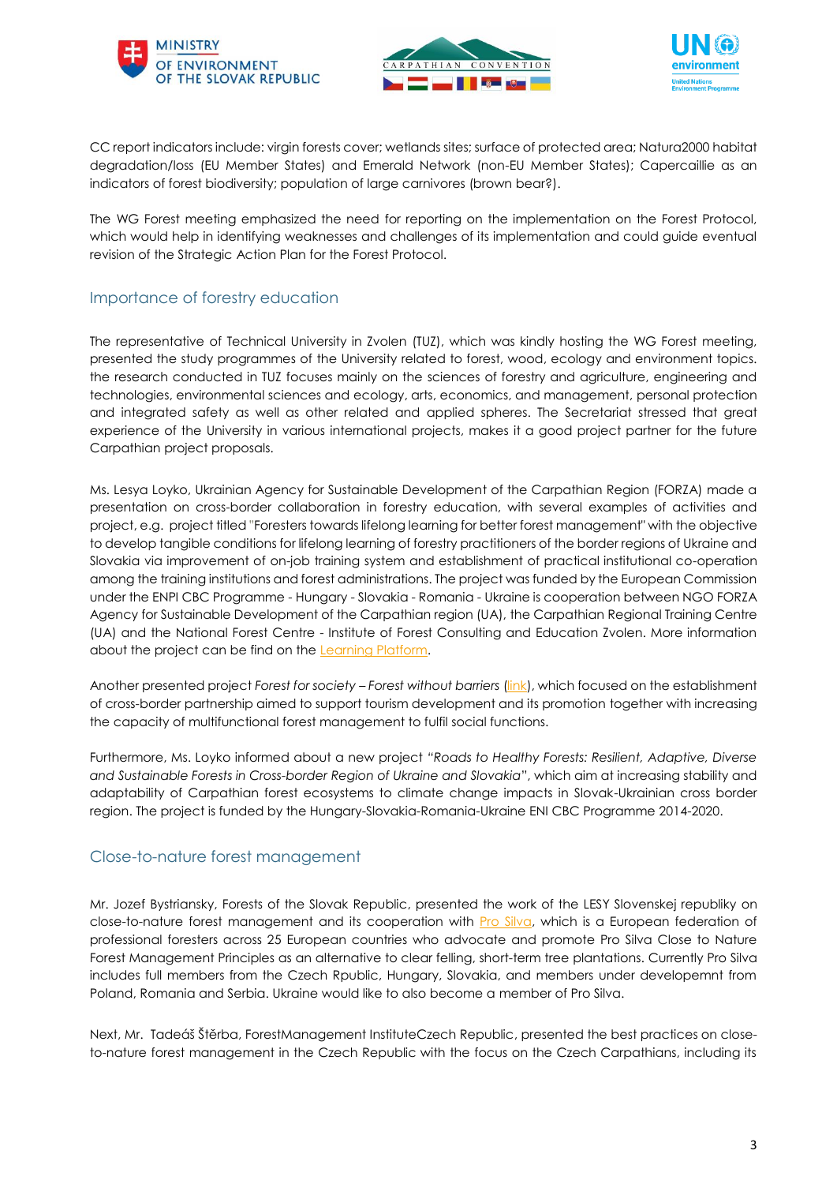CC report indicators include: virgin forests cover; wetlands sites; surface of protected area; Natura2000 habitat degradation/loss (EU Member States) and Emerald Network (non-EU Member States); Capercaillie as an indicators of forest biodiversity; population of large carnivores (brown bear?).

The WG Forest meeting emphasized the need for reporting on the implementation on the Forest Protocol, which would help in identifying weaknesses and challenges of its implementation and could guide eventual revision of the Strategic Action Plan for the Forest Protocol.

## Importance of forestry education

The representative of Technical University in Zvolen (TUZ), which was kindly hosting the WG Forest meeting, presented the study programmes of the University related to forest, wood, ecology and environment topics. the research conducted in TUZ focuses mainly on the sciences of forestry and agriculture, engineering and technologies, environmental sciences and ecology, arts, economics, and management, personal protection and integrated safety as well as other related and applied spheres. The Secretariat stressed that great experience of the University in various international projects, makes it a good project partner for the future Carpathian project proposals.

Ms. Lesya Loyko, Ukrainian Agency for Sustainable Development of the Carpathian Region (FORZA) made a presentation on cross-border collaboration in forestry education, with several examples of activities and project, e.g. project titled "Foresters towards lifelong learning for better forest management" with the objective to develop tangible conditions for lifelong learning of forestry practitioners of the border regions of Ukraine and Slovakia via improvement of on-job training system and establishment of practical institutional co-operation among the training institutions and forest administrations. The project was funded by the European Commission under the ENPI CBC Programme - Hungary - Slovakia - Romania - Ukraine is cooperation between NGO FORZA Agency for Sustainable Development of the Carpathian region (UA), the Carpathian Regional Training Centre (UA) and the National Forest Centre - Institute of Forest Consulting and Education Zvolen. More information about the project can be find on the Learning Platform.

Another presented project *Forest for society – Forest without barriers* (link), which focused on the establishment of cross-border partnership aimed to support tourism development and its promotion together with increasing the capacity of multifunctional forest management to fulfil social functions.

Furthermore, Ms. Loyko informed about a new project *"Roads to Healthy Forests: Resilient, Adaptive, Diverse and Sustainable Forests in Cross-border Region of Ukraine and Slovakia"*, which aim at increasing stability and adaptability of Carpathian forest ecosystems to climate change impacts in Slovak-Ukrainian cross border region. The project is funded by the Hungary-Slovakia-Romania-Ukraine ENI CBC Programme 2014-2020.

## Close-to-nature forest management

Mr. Jozef Bystriansky, Forests of the Slovak Republic, presented the work of the LESY Slovenskej republiky on close-to-nature forest management and its cooperation with Pro Silva, which is a European federation of professional foresters across 25 European countries who advocate and promote Pro Silva Close to Nature Forest Management Principles as an alternative to clear felling, short-term tree plantations. Currently Pro Silva includes full members from the Czech Rpublic, Hungary, Slovakia, and members under developemnt from Poland, Romania and Serbia. Ukraine would like to also become a member of Pro Silva.

Next, Mr. Tadeáš Štěrba, ForestManagement InstituteCzech Republic, presented the best practices on close-to-nature forest management in the Czech Republic with the focus on the Czech Carpathians, including its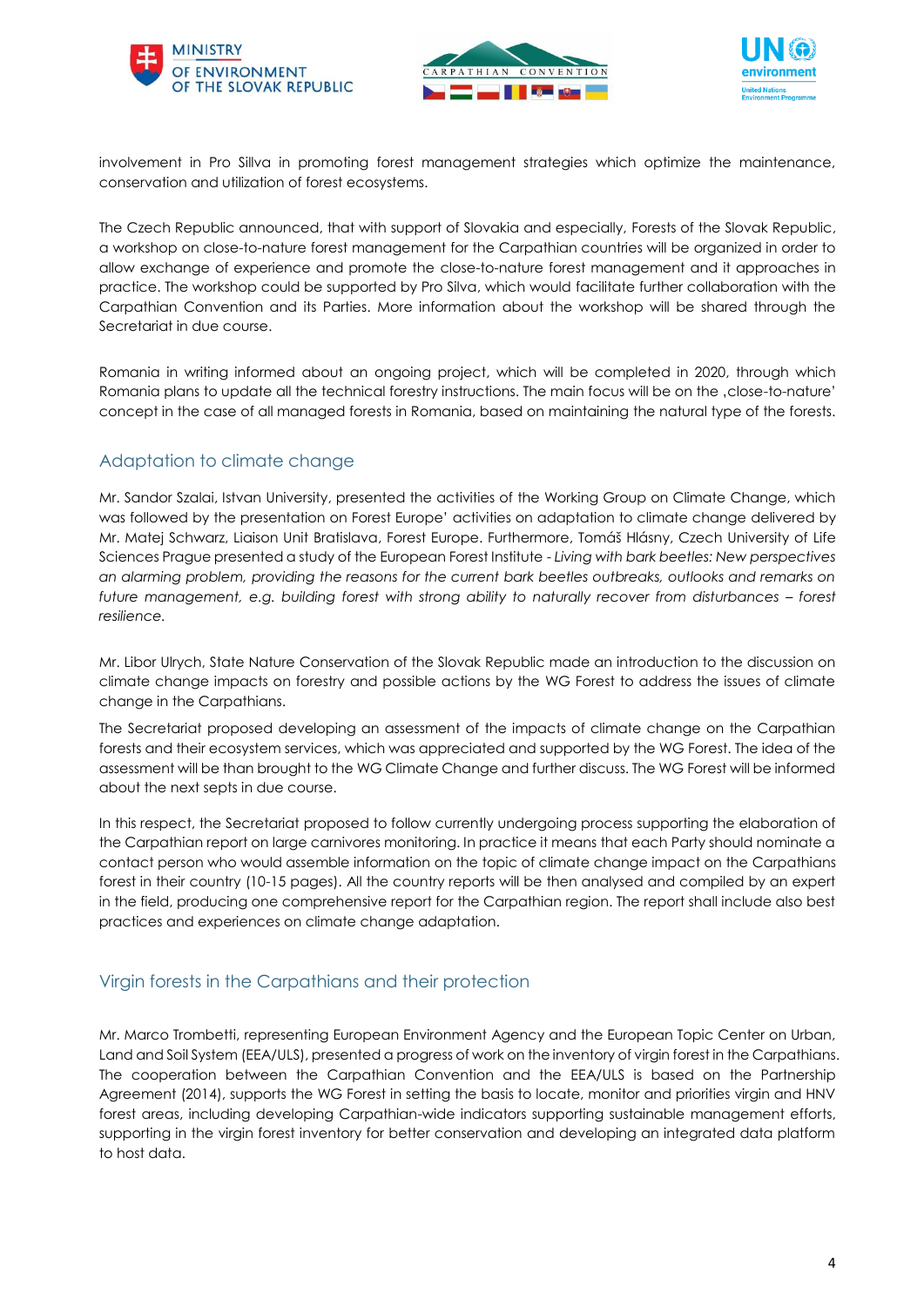involvement in Pro Sillva in promoting forest management strategies which optimize the maintenance, conservation and utilization of forest ecosystems.

The Czech Republic announced, that with support of Slovakia and especially, Forests of the Slovak Republic, a workshop on close-to-nature forest management for the Carpathian countries will be organized in order to allow exchange of experience and promote the close-to-nature forest management and it approaches in practice. The workshop could be supported by Pro Silva, which would facilitate further collaboration with the Carpathian Convention and its Parties. More information about the workshop will be shared through the Secretariat in due course.

Romania in writing informed about an ongoing project, which will be completed in 2020, through which Romania plans to update all the technical forestry instructions. The main focus will be on the ‚close-to-nature' concept in the case of all managed forests in Romania, based on maintaining the natural type of the forests.

## Adaptation to climate change

Mr. Sandor Szalai, Istvan University, presented the activities of the Working Group on Climate Change, which was followed by the presentation on Forest Europe' activities on adaptation to climate change delivered by Mr. Matej Schwarz, Liaison Unit Bratislava, Forest Europe. Furthermore, Tomáš Hlásny, Czech University of Life Sciences Prague presented a study of the European Forest Institute - *Living with bark beetles: New perspectives an alarming problem, providing the reasons for the current bark beetles outbreaks, outlooks and remarks on future management, e.g. building forest with strong ability to naturally recover from disturbances – forest resilience.*

Mr. Libor Ulrych, State Nature Conservation of the Slovak Republic made an introduction to the discussion on climate change impacts on forestry and possible actions by the WG Forest to address the issues of climate change in the Carpathians.

The Secretariat proposed developing an assessment of the impacts of climate change on the Carpathian forests and their ecosystem services, which was appreciated and supported by the WG Forest. The idea of the assessment will be than brought to the WG Climate Change and further discuss. The WG Forest will be informed about the next septs in due course.

In this respect, the Secretariat proposed to follow currently undergoing process supporting the elaboration of the Carpathian report on large carnivores monitoring. In practice it means that each Party should nominate a contact person who would assemble information on the topic of climate change impact on the Carpathians forest in their country (10-15 pages). All the country reports will be then analysed and compiled by an expert in the field, producing one comprehensive report for the Carpathian region. The report shall include also best practices and experiences on climate change adaptation.

## Virgin forests in the Carpathians and their protection

Mr. Marco Trombetti, representing European Environment Agency and the European Topic Center on Urban, Land and Soil System (EEA/ULS), presented a progress of work on the inventory of virgin forest in the Carpathians. The cooperation between the Carpathian Convention and the EEA/ULS is based on the Partnership Agreement (2014), supports the WG Forest in setting the basis to locate, monitor and priorities virgin and HNV forest areas, including developing Carpathian-wide indicators supporting sustainable management efforts, supporting in the virgin forest inventory for better conservation and developing an integrated data platform to host data.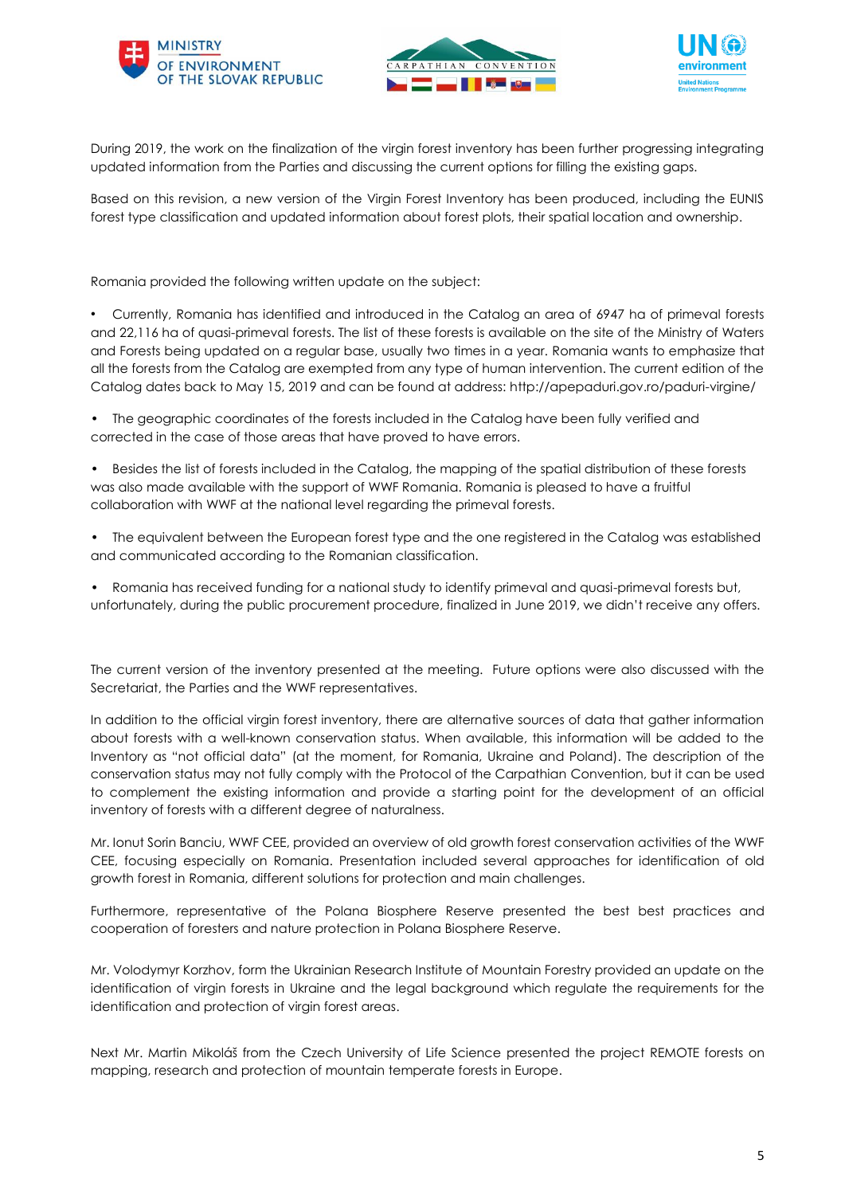During 2019, the work on the finalization of the virgin forest inventory has been further progressing integrating updated information from the Parties and discussing the current options for filling the existing gaps.

Based on this revision, a new version of the Virgin Forest Inventory has been produced, including the EUNIS forest type classification and updated information about forest plots, their spatial location and ownership.

Romania provided the following written update on the subject:

- Currently, Romania has identified and introduced in the Catalog an area of 6947 ha of primeval forests and 22,116 ha of quasi-primeval forests. The list of these forests is available on the site of the Ministry of Waters and Forests being updated on a regular base, usually two times in a year. Romania wants to emphasize that all the forests from the Catalog are exempted from any type of human intervention. The current edition of the Catalog dates back to May 15, 2019 and can be found at address: http://apepaduri.gov.ro/paduri-virgine/

- The geographic coordinates of the forests included in the Catalog have been fully verified and corrected in the case of those areas that have proved to have errors.

- Besides the list of forests included in the Catalog, the mapping of the spatial distribution of these forests was also made available with the support of WWF Romania. Romania is pleased to have a fruitful collaboration with WWF at the national level regarding the primeval forests.

- The equivalent between the European forest type and the one registered in the Catalog was established and communicated according to the Romanian classification.

- Romania has received funding for a national study to identify primeval and quasi-primeval forests but, unfortunately, during the public procurement procedure, finalized in June 2019, we didn't receive any offers.

The current version of the inventory presented at the meeting. Future options were also discussed with the Secretariat, the Parties and the WWF representatives.

In addition to the official virgin forest inventory, there are alternative sources of data that gather information about forests with a well-known conservation status. When available, this information will be added to the Inventory as "not official data" (at the moment, for Romania, Ukraine and Poland). The description of the conservation status may not fully comply with the Protocol of the Carpathian Convention, but it can be used to complement the existing information and provide a starting point for the development of an official inventory of forests with a different degree of naturalness.

Mr. Ionut Sorin Banciu, WWF CEE, provided an overview of old growth forest conservation activities of the WWF CEE, focusing especially on Romania. Presentation included several approaches for identification of old growth forest in Romania, different solutions for protection and main challenges.

Furthermore, representative of the Polana Biosphere Reserve presented the best best practices and cooperation of foresters and nature protection in Polana Biosphere Reserve.

Mr. Volodymyr Korzhov, form the Ukrainian Research Institute of Mountain Forestry provided an update on the identification of virgin forests in Ukraine and the legal background which regulate the requirements for the identification and protection of virgin forest areas.

Next Mr. Martin Mikoláš from the Czech University of Life Science presented the project REMOTE forests on mapping, research and protection of mountain temperate forests in Europe.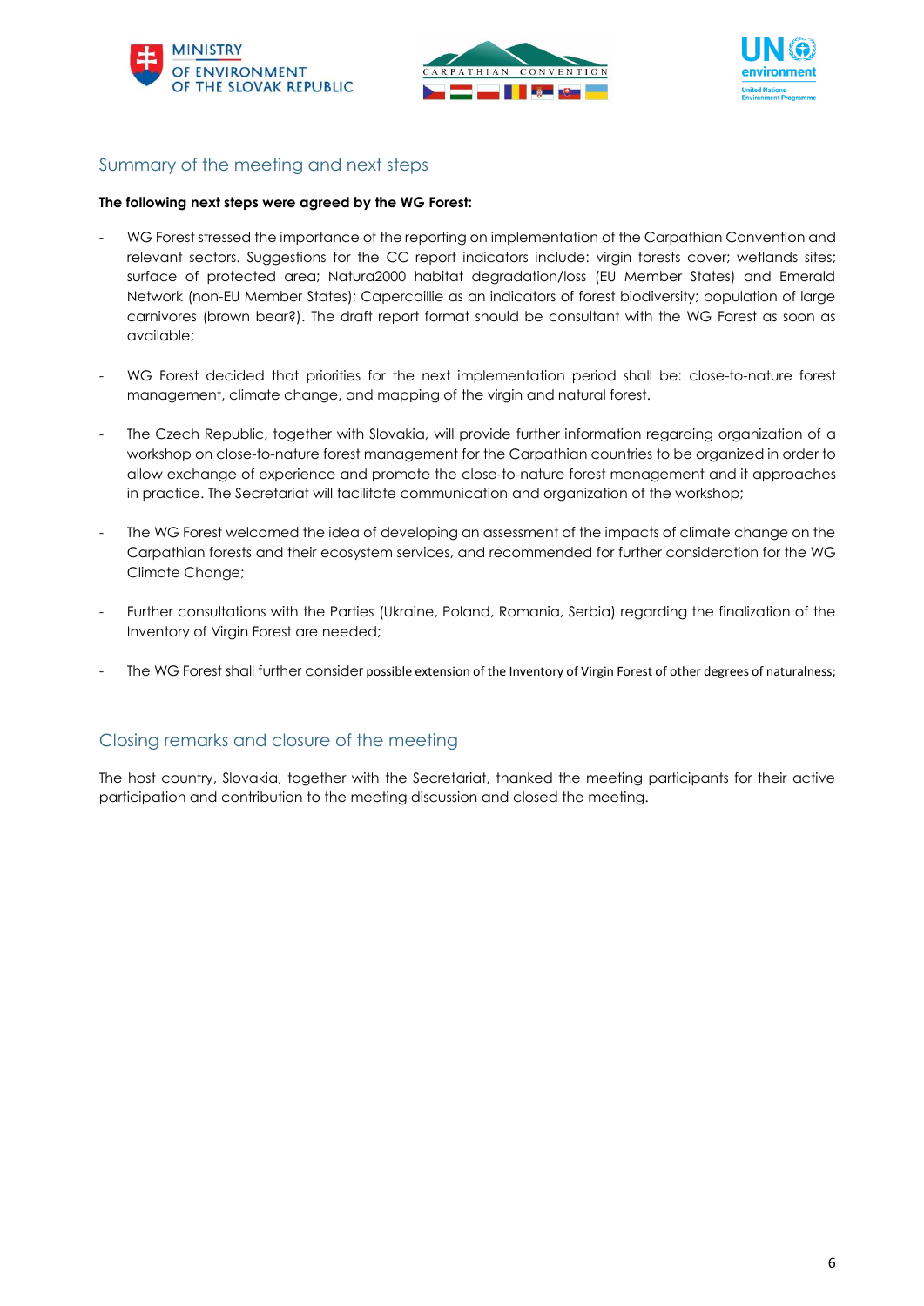## Summary of the meeting and next steps

**The following next steps were agreed by the WG Forest:**

- WG Forest stressed the importance of the reporting on implementation of the Carpathian Convention and relevant sectors. Suggestions for the CC report indicators include: virgin forests cover; wetlands sites; surface of protected area; Natura2000 habitat degradation/loss (EU Member States) and Emerald Network (non-EU Member States); Capercaillie as an indicators of forest biodiversity; population of large carnivores (brown bear?). The draft report format should be consultant with the WG Forest as soon as available;

- WG Forest decided that priorities for the next implementation period shall be: close-to-nature forest management, climate change, and mapping of the virgin and natural forest.

- The Czech Republic, together with Slovakia, will provide further information regarding organization of a workshop on close-to-nature forest management for the Carpathian countries to be organized in order to allow exchange of experience and promote the close-to-nature forest management and it approaches in practice. The Secretariat will facilitate communication and organization of the workshop;

- The WG Forest welcomed the idea of developing an assessment of the impacts of climate change on the Carpathian forests and their ecosystem services, and recommended for further consideration for the WG Climate Change;

- Further consultations with the Parties (Ukraine, Poland, Romania, Serbia) regarding the finalization of the Inventory of Virgin Forest are needed;

- The WG Forest shall further consider possible extension of the Inventory of Virgin Forest of other degrees of naturalness;

## Closing remarks and closure of the meeting

The host country, Slovakia, together with the Secretariat, thanked the meeting participants for their active participation and contribution to the meeting discussion and closed the meeting.